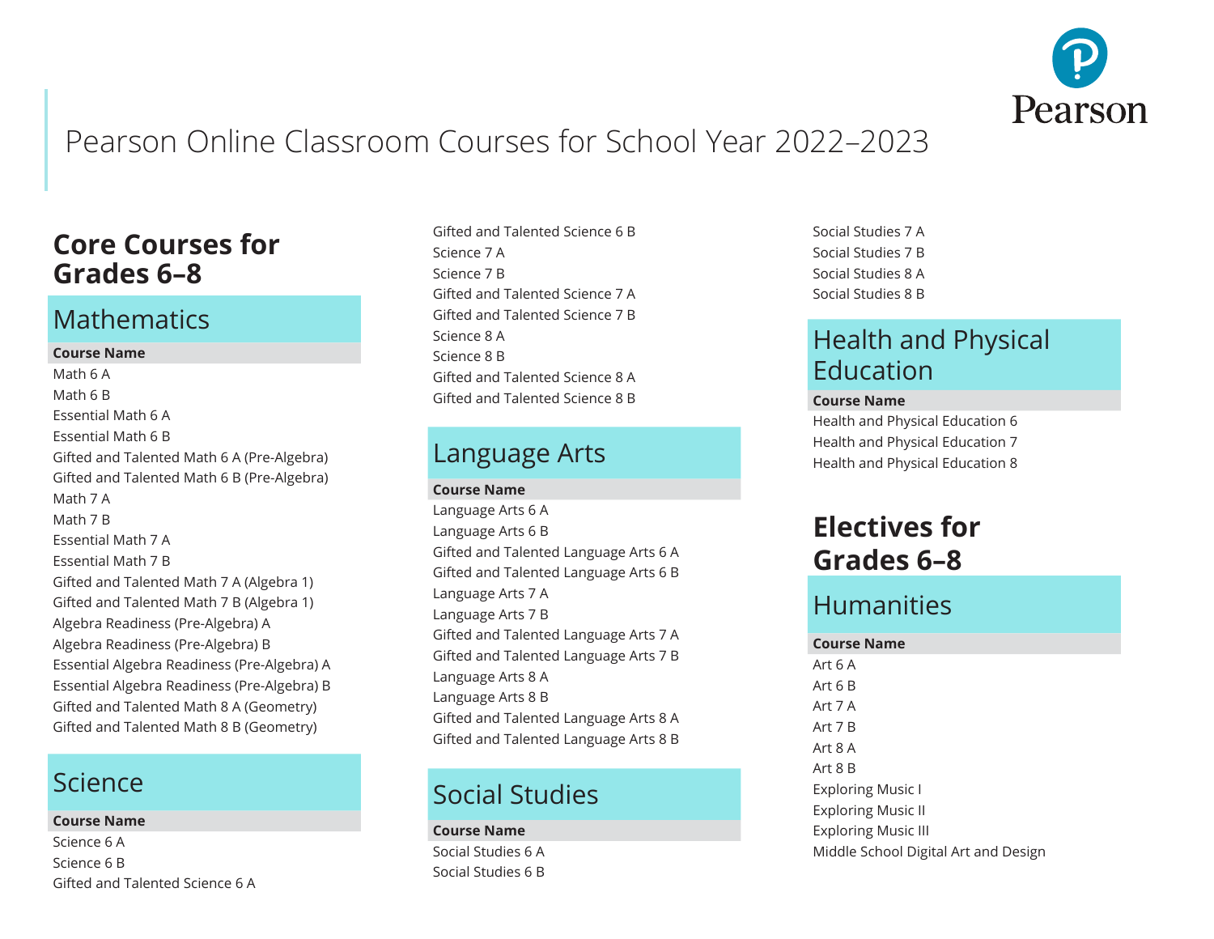# Pearson Online Classroom Courses for School Year 2022–2023

## Core Courses for Grades 6–8

### Mathematics

| Course Name |
| --- |
| Math 6 A |
| Math 6 B |
| Essential Math 6 A |
| Essential Math 6 B |
| Gifted and Talented Math 6 A (Pre-Algebra) |
| Gifted and Talented Math 6 B (Pre-Algebra) |
| Math 7 A |
| Math 7 B |
| Essential Math 7 A |
| Essential Math 7 B |
| Gifted and Talented Math 7 A (Algebra 1) |
| Gifted and Talented Math 7 B (Algebra 1) |
| Algebra Readiness (Pre-Algebra) A |
| Algebra Readiness (Pre-Algebra) B |
| Essential Algebra Readiness (Pre-Algebra) A |
| Essential Algebra Readiness (Pre-Algebra) B |
| Gifted and Talented Math 8 A (Geometry) |
| Gifted and Talented Math 8 B (Geometry) |

### Science

| Course Name |
| --- |
| Science 6 A |
| Science 6 B |
| Gifted and Talented Science 6 A |
| Gifted and Talented Science 6 B |
| Science 7 A |
| Science 7 B |
| Gifted and Talented Science 7 A |
| Gifted and Talented Science 7 B |
| Science 8 A |
| Science 8 B |
| Gifted and Talented Science 8 A |
| Gifted and Talented Science 8 B |

### Language Arts

| Course Name |
| --- |
| Language Arts 6 A |
| Language Arts 6 B |
| Gifted and Talented Language Arts 6 A |
| Gifted and Talented Language Arts 6 B |
| Language Arts 7 A |
| Language Arts 7 B |
| Gifted and Talented Language Arts 7 A |
| Gifted and Talented Language Arts 7 B |
| Language Arts 8 A |
| Language Arts 8 B |
| Gifted and Talented Language Arts 8 A |
| Gifted and Talented Language Arts 8 B |

### Social Studies

| Course Name |
| --- |
| Social Studies 6 A |
| Social Studies 6 B |
| Social Studies 7 A |
| Social Studies 7 B |
| Social Studies 8 A |
| Social Studies 8 B |

### Health and Physical Education

| Course Name |
| --- |
| Health and Physical Education 6 |
| Health and Physical Education 7 |
| Health and Physical Education 8 |

## Electives for Grades 6–8

### Humanities

| Course Name |
| --- |
| Art 6 A |
| Art 6 B |
| Art 7 A |
| Art 7 B |
| Art 8 A |
| Art 8 B |
| Exploring Music I |
| Exploring Music II |
| Exploring Music III |
| Middle School Digital Art and Design |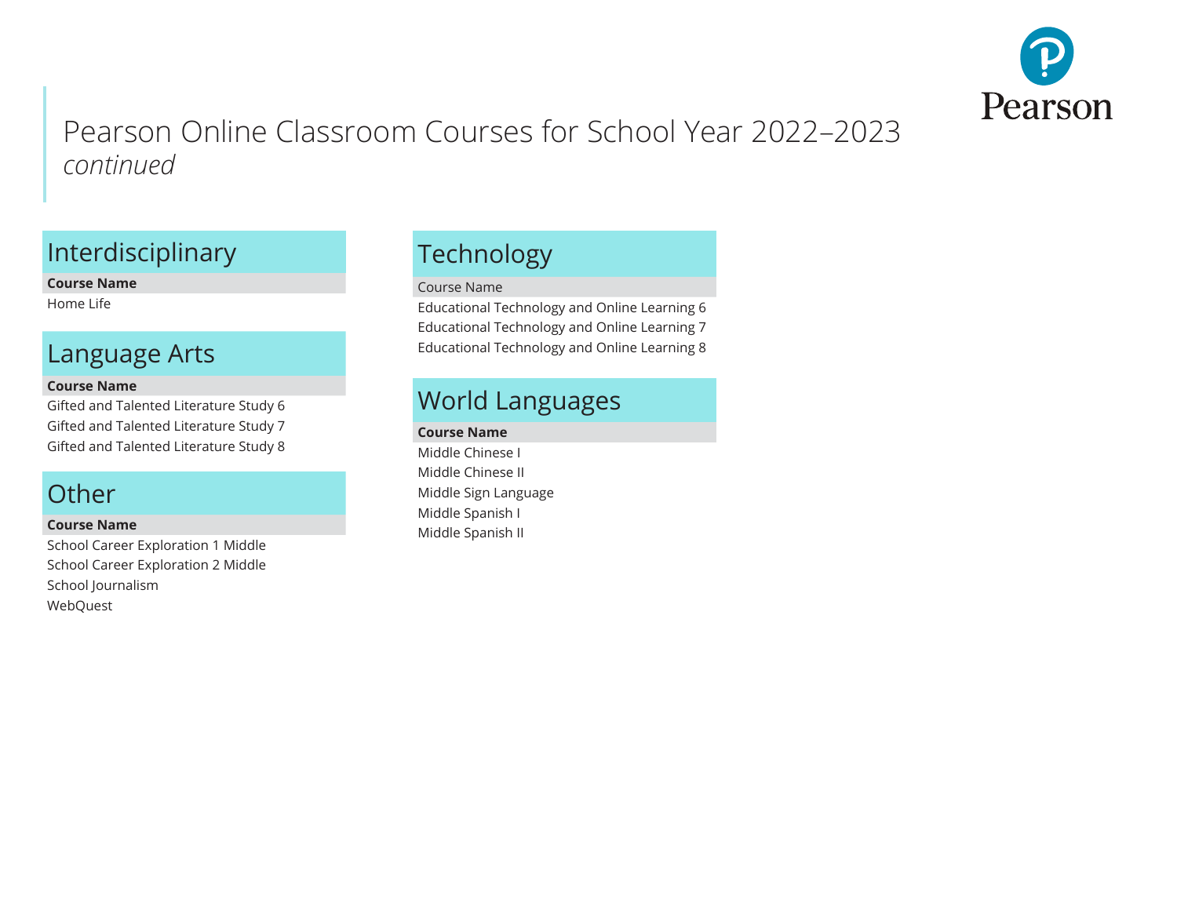# Pearson Online Classroom Courses for School Year 2022–2023

*continued*

## Interdisciplinary

| Course Name |
|---|
| Home Life |

## Language Arts

| Course Name |
|---|
| Gifted and Talented Literature Study 6 |
| Gifted and Talented Literature Study 7 |
| Gifted and Talented Literature Study 8 |

## Other

| Course Name |
|---|
| School Career Exploration 1 Middle |
| School Career Exploration 2 Middle |
| School Journalism |
| WebQuest |

## Technology

| Course Name |
|---|
| Educational Technology and Online Learning 6 |
| Educational Technology and Online Learning 7 |
| Educational Technology and Online Learning 8 |

## World Languages

| Course Name |
|---|
| Middle Chinese I |
| Middle Chinese II |
| Middle Sign Language |
| Middle Spanish I |
| Middle Spanish II |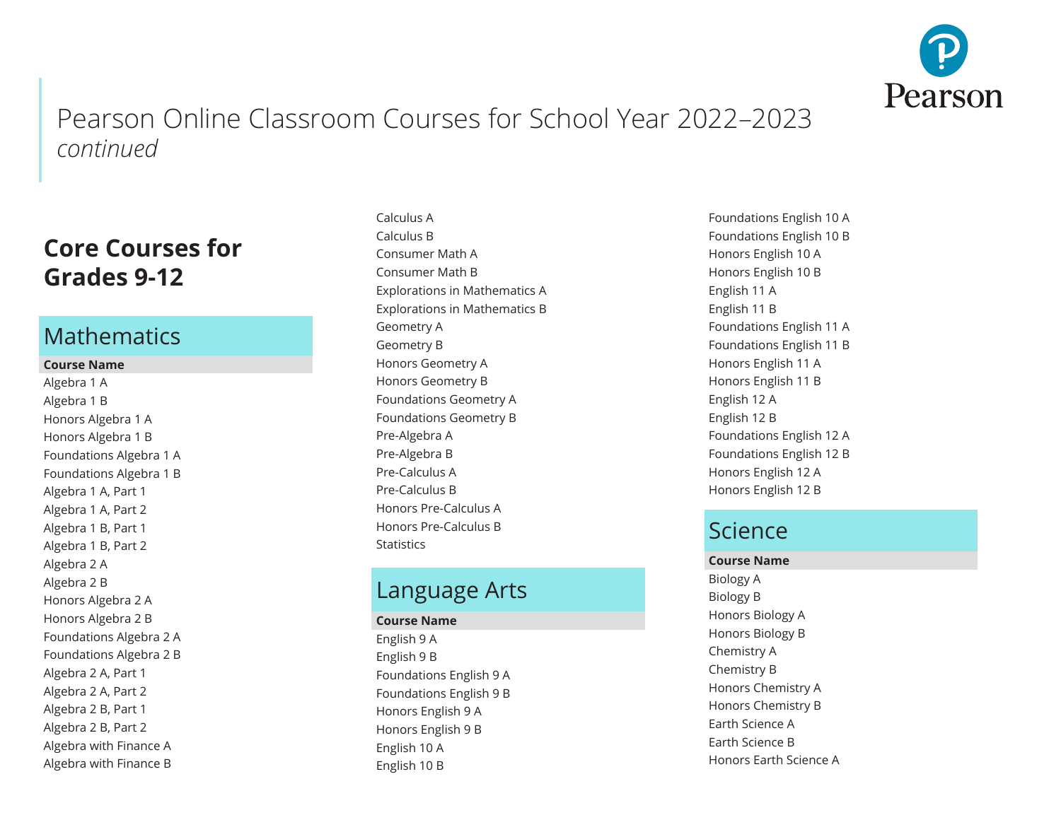# Pearson Online Classroom Courses for School Year 2022–2023 *continued*

## Core Courses for Grades 9-12

### Mathematics

| Course Name |
|---|
| Algebra 1 A |
| Algebra 1 B |
| Honors Algebra 1 A |
| Honors Algebra 1 B |
| Foundations Algebra 1 A |
| Foundations Algebra 1 B |
| Algebra 1 A, Part 1 |
| Algebra 1 A, Part 2 |
| Algebra 1 B, Part 1 |
| Algebra 1 B, Part 2 |
| Algebra 2 A |
| Algebra 2 B |
| Honors Algebra 2 A |
| Honors Algebra 2 B |
| Foundations Algebra 2 A |
| Foundations Algebra 2 B |
| Algebra 2 A, Part 1 |
| Algebra 2 A, Part 2 |
| Algebra 2 B, Part 1 |
| Algebra 2 B, Part 2 |
| Algebra with Finance A |
| Algebra with Finance B |
| Calculus A |
| Calculus B |
| Consumer Math A |
| Consumer Math B |
| Explorations in Mathematics A |
| Explorations in Mathematics B |
| Geometry A |
| Geometry B |
| Honors Geometry A |
| Honors Geometry B |
| Foundations Geometry A |
| Foundations Geometry B |
| Pre-Algebra A |
| Pre-Algebra B |
| Pre-Calculus A |
| Pre-Calculus B |
| Honors Pre-Calculus A |
| Honors Pre-Calculus B |
| Statistics |

### Language Arts

| Course Name |
|---|
| English 9 A |
| English 9 B |
| Foundations English 9 A |
| Foundations English 9 B |
| Honors English 9 A |
| Honors English 9 B |
| English 10 A |
| English 10 B |
| Foundations English 10 A |
| Foundations English 10 B |
| Honors English 10 A |
| Honors English 10 B |
| English 11 A |
| English 11 B |
| Foundations English 11 A |
| Foundations English 11 B |
| Honors English 11 A |
| Honors English 11 B |
| English 12 A |
| English 12 B |
| Foundations English 12 A |
| Foundations English 12 B |
| Honors English 12 A |
| Honors English 12 B |

### Science

| Course Name |
|---|
| Biology A |
| Biology B |
| Honors Biology A |
| Honors Biology B |
| Chemistry A |
| Chemistry B |
| Honors Chemistry A |
| Honors Chemistry B |
| Earth Science A |
| Earth Science B |
| Honors Earth Science A |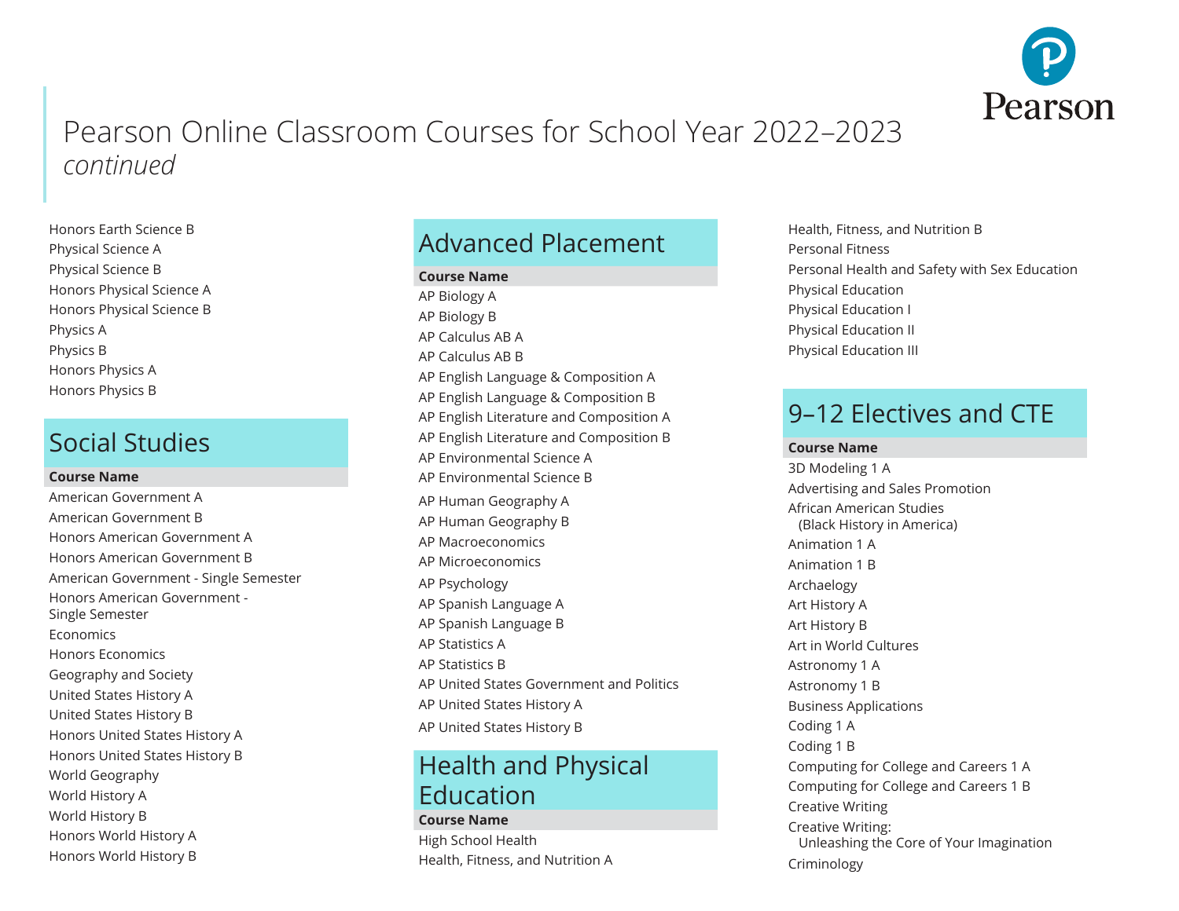# Pearson Online Classroom Courses for School Year 2022–2023 *continued*

Honors Earth Science B
Physical Science A
Physical Science B
Honors Physical Science A
Honors Physical Science B
Physics A
Physics B
Honors Physics A
Honors Physics B

## Social Studies

| Course Name |
| --- |
| American Government A |
| American Government B |
| Honors American Government A |
| Honors American Government B |
| American Government - Single Semester |
| Honors American Government - Single Semester |
| Economics |
| Honors Economics |
| Geography and Society |
| United States History A |
| United States History B |
| Honors United States History A |
| Honors United States History B |
| World Geography |
| World History A |
| World History B |
| Honors World History A |
| Honors World History B |

## Advanced Placement

| Course Name |
| --- |
| AP Biology A |
| AP Biology B |
| AP Calculus AB A |
| AP Calculus AB B |
| AP English Language & Composition A |
| AP English Language & Composition B |
| AP English Literature and Composition A |
| AP English Literature and Composition B |
| AP Environmental Science A |
| AP Environmental Science B |
| AP Human Geography A |
| AP Human Geography B |
| AP Macroeconomics |
| AP Microeconomics |
| AP Psychology |
| AP Spanish Language A |
| AP Spanish Language B |
| AP Statistics A |
| AP Statistics B |
| AP United States Government and Politics |
| AP United States History A |
| AP United States History B |

## Health and Physical Education

| Course Name |
| --- |
| High School Health |
| Health, Fitness, and Nutrition A |
| Health, Fitness, and Nutrition B |
| Personal Fitness |
| Personal Health and Safety with Sex Education |
| Physical Education |
| Physical Education I |
| Physical Education II |
| Physical Education III |

## 9–12 Electives and CTE

| Course Name |
| --- |
| 3D Modeling 1 A |
| Advertising and Sales Promotion |
| African American Studies (Black History in America) |
| Animation 1 A |
| Animation 1 B |
| Archaelogy |
| Art History A |
| Art History B |
| Art in World Cultures |
| Astronomy 1 A |
| Astronomy 1 B |
| Business Applications |
| Coding 1 A |
| Coding 1 B |
| Computing for College and Careers 1 A |
| Computing for College and Careers 1 B |
| Creative Writing |
| Creative Writing: Unleashing the Core of Your Imagination |
| Criminology |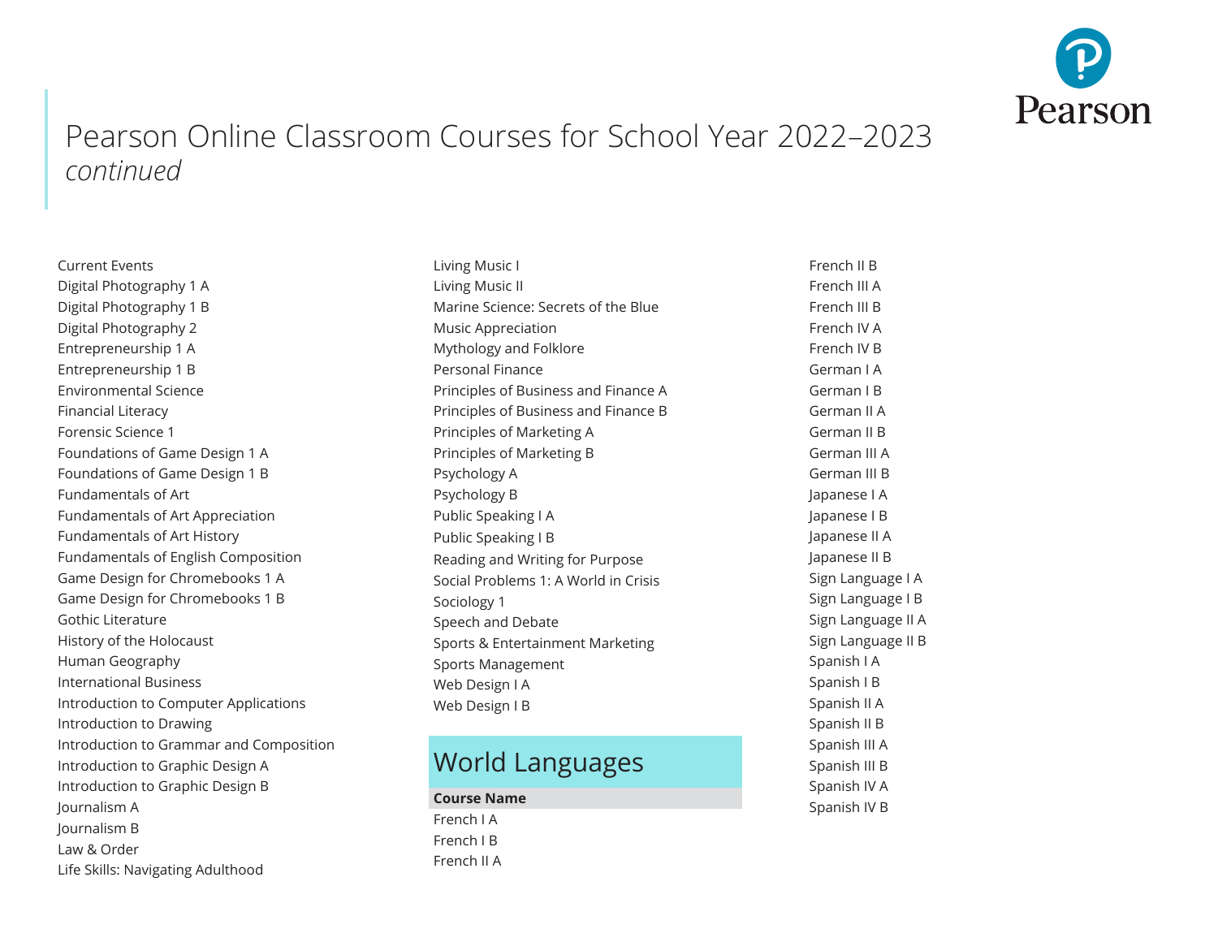# Pearson Online Classroom Courses for School Year 2022–2023 *continued*

Current Events
Digital Photography 1 A
Digital Photography 1 B
Digital Photography 2
Entrepreneurship 1 A
Entrepreneurship 1 B
Environmental Science
Financial Literacy
Forensic Science 1
Foundations of Game Design 1 A
Foundations of Game Design 1 B
Fundamentals of Art
Fundamentals of Art Appreciation
Fundamentals of Art History
Fundamentals of English Composition
Game Design for Chromebooks 1 A
Game Design for Chromebooks 1 B
Gothic Literature
History of the Holocaust
Human Geography
International Business
Introduction to Computer Applications
Introduction to Drawing
Introduction to Grammar and Composition
Introduction to Graphic Design A
Introduction to Graphic Design B
Journalism A
Journalism B
Law & Order
Life Skills: Navigating Adulthood
Living Music I
Living Music II
Marine Science: Secrets of the Blue
Music Appreciation
Mythology and Folklore
Personal Finance
Principles of Business and Finance A
Principles of Business and Finance B
Principles of Marketing A
Principles of Marketing B
Psychology A
Psychology B
Public Speaking I A
Public Speaking I B
Reading and Writing for Purpose
Social Problems 1: A World in Crisis
Sociology 1
Speech and Debate
Sports & Entertainment Marketing
Sports Management
Web Design I A
Web Design I B

## World Languages

| Course Name |
| --- |
| French I A |
| French I B |
| French II A |
| French II B |
| French III A |
| French III B |
| French IV A |
| French IV B |
| German I A |
| German I B |
| German II A |
| German II B |
| German III A |
| German III B |
| Japanese I A |
| Japanese I B |
| Japanese II A |
| Japanese II B |
| Sign Language I A |
| Sign Language I B |
| Sign Language II A |
| Sign Language II B |
| Spanish I A |
| Spanish I B |
| Spanish II A |
| Spanish II B |
| Spanish III A |
| Spanish III B |
| Spanish IV A |
| Spanish IV B |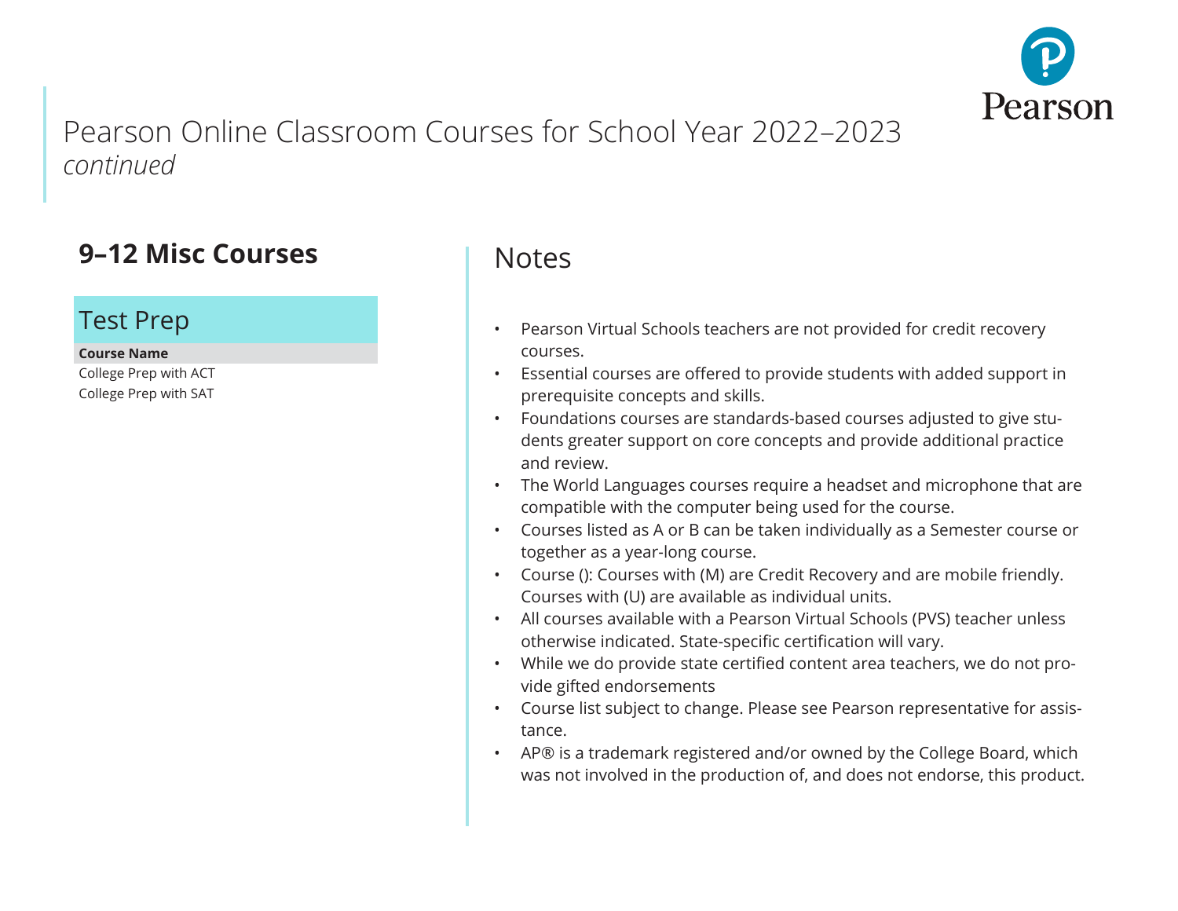# Pearson Online Classroom Courses for School Year 2022–2023 *continued*

## 9–12 Misc Courses

### Test Prep

| Course Name |
|---|
| College Prep with ACT |
| College Prep with SAT |

## Notes

- Pearson Virtual Schools teachers are not provided for credit recovery courses.
- Essential courses are offered to provide students with added support in prerequisite concepts and skills.
- Foundations courses are standards-based courses adjusted to give students greater support on core concepts and provide additional practice and review.
- The World Languages courses require a headset and microphone that are compatible with the computer being used for the course.
- Courses listed as A or B can be taken individually as a Semester course or together as a year-long course.
- Course (): Courses with (M) are Credit Recovery and are mobile friendly. Courses with (U) are available as individual units.
- All courses available with a Pearson Virtual Schools (PVS) teacher unless otherwise indicated. State-specific certification will vary.
- While we do provide state certified content area teachers, we do not provide gifted endorsements
- Course list subject to change. Please see Pearson representative for assistance.
- AP® is a trademark registered and/or owned by the College Board, which was not involved in the production of, and does not endorse, this product.